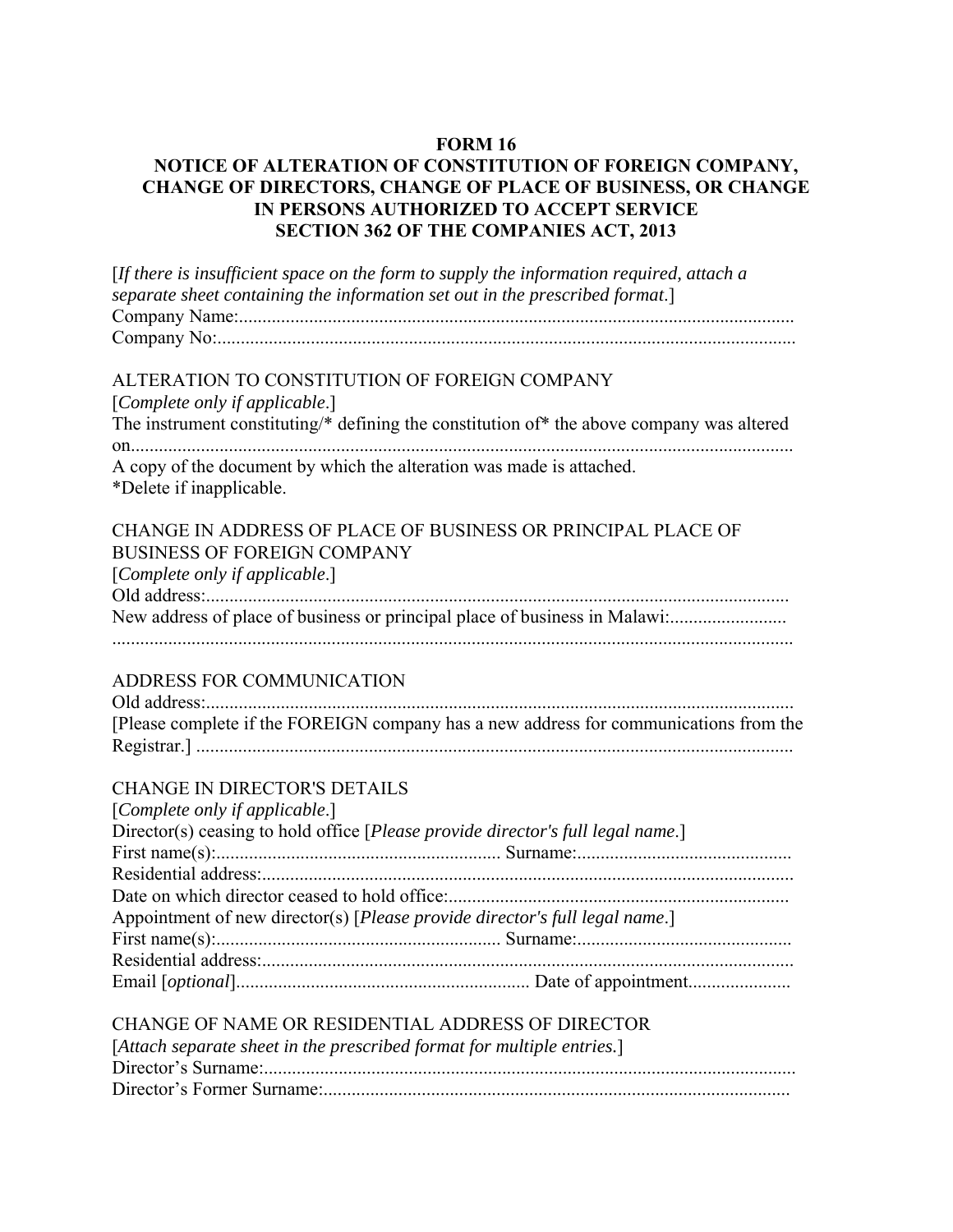**FORM 16**

**NOTICE OF ALTERATION OF CONSTITUTION OF FOREIGN COMPANY, CHANGE OF DIRECTORS, CHANGE OF PLACE OF BUSINESS, OR CHANGE IN PERSONS AUTHORIZED TO ACCEPT SERVICE**

**SECTION 362 OF THE COMPANIES ACT, 2013**

[*If there is insufficient space on the form to supply the information required, attach a separate sheet containing the information set out in the prescribed format*.]

Company Name:.......................................................................................................................

Company No:...........................................................................................................................

ALTERATION TO CONSTITUTION OF FOREIGN COMPANY

[*Complete only if applicable*.]

The instrument constituting/* defining the constitution of* the above company was altered on.............................................................................................................................................

A copy of the document by which the alteration was made is attached.

*Delete if inapplicable.

CHANGE IN ADDRESS OF PLACE OF BUSINESS OR PRINCIPAL PLACE OF BUSINESS OF FOREIGN COMPANY

[*Complete only if applicable*.]

Old address:............................................................................................................................

New address of place of business or principal place of business in Malawi:.........................

.................................................................................................................................................

ADDRESS FOR COMMUNICATION

Old address:.............................................................................................................................

[Please complete if the FOREIGN company has a new address for communications from the Registrar.] ...............................................................................................................................

CHANGE IN DIRECTOR'S DETAILS

[*Complete only if applicable*.]

Director(s) ceasing to hold office [*Please provide director's full legal name*.]

First name(s):............................................................ Surname:.............................................

Residential address:..................................................................................................................

Date on which director ceased to hold office:.........................................................................

Appointment of new director(s) [*Please provide director's full legal name*.]

First name(s):............................................................ Surname:.............................................

Residential address:..................................................................................................................

Email [*optional*]............................................................. Date of appointment.....................

CHANGE OF NAME OR RESIDENTIAL ADDRESS OF DIRECTOR

[*Attach separate sheet in the prescribed format for multiple entries.*]

Director's Surname:.................................................................................................................

Director's Former Surname:...................................................................................................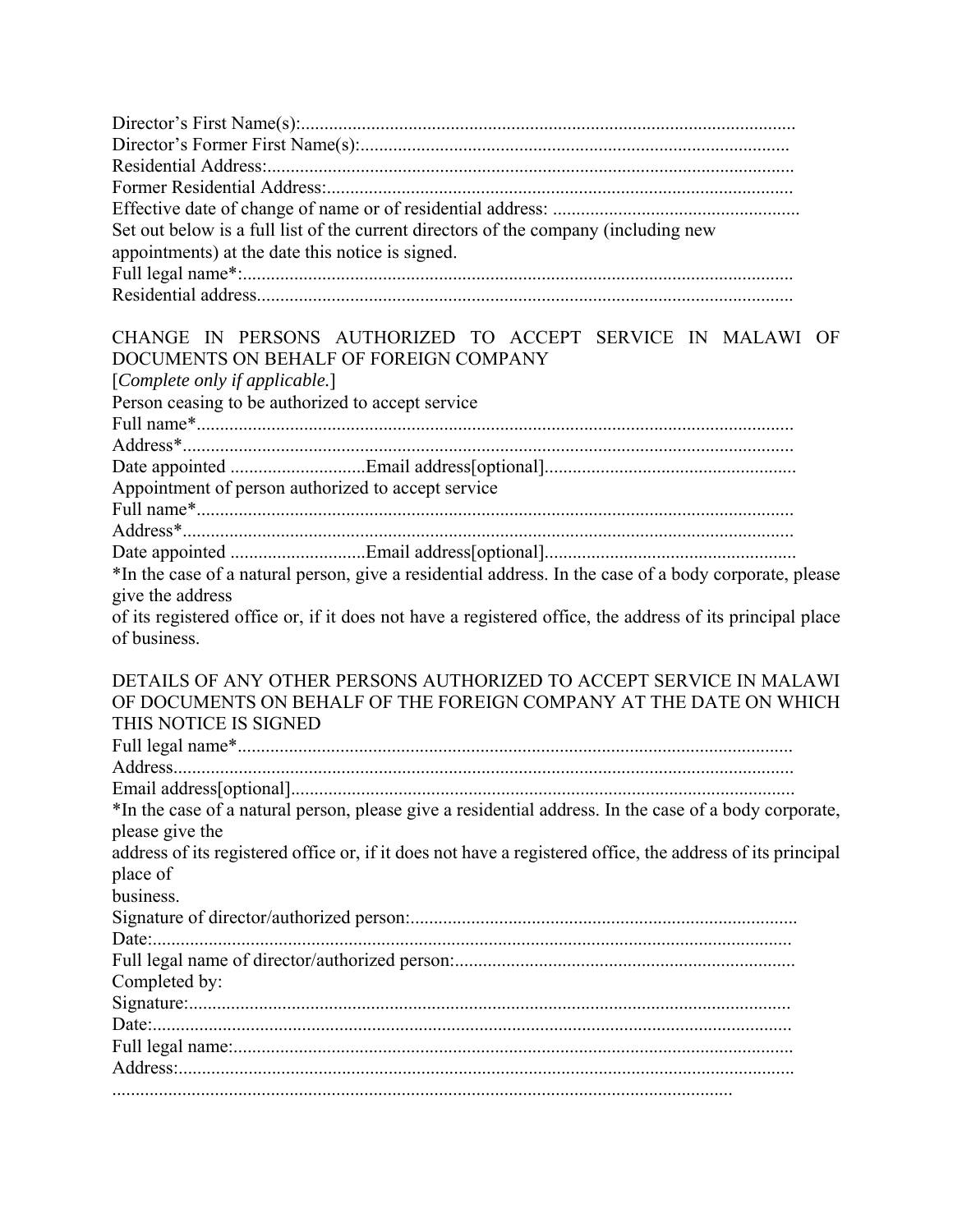Director's First Name(s):.........................................................................................................
Director's Former First Name(s):...........................................................................................
Residential Address:................................................................................................................
Former Residential Address:...................................................................................................
Effective date of change of name or of residential address: ....................................................
Set out below is a full list of the current directors of the company (including new appointments) at the date this notice is signed.
Full legal name*:....................................................................................................................
Residential address.................................................................................................................

CHANGE IN PERSONS AUTHORIZED TO ACCEPT SERVICE IN MALAWI OF DOCUMENTS ON BEHALF OF FOREIGN COMPANY

[*Complete only if applicable.*]

Person ceasing to be authorized to accept service
Full name*..............................................................................................................................
Address*.................................................................................................................................
Date appointed ............................Email address[optional].....................................................

Appointment of person authorized to accept service
Full name*..............................................................................................................................
Address*.................................................................................................................................
Date appointed ............................Email address[optional].....................................................

*In the case of a natural person, give a residential address. In the case of a body corporate, please give the address
of its registered office or, if it does not have a registered office, the address of its principal place of business.

DETAILS OF ANY OTHER PERSONS AUTHORIZED TO ACCEPT SERVICE IN MALAWI OF DOCUMENTS ON BEHALF OF THE FOREIGN COMPANY AT THE DATE ON WHICH THIS NOTICE IS SIGNED

Full legal name*.....................................................................................................................
Address...................................................................................................................................
Email address[optional]...........................................................................................................

*In the case of a natural person, please give a residential address. In the case of a body corporate, please give the
address of its registered office or, if it does not have a registered office, the address of its principal place of
business.

Signature of director/authorized person:.................................................................................
Date:.......................................................................................................................................
Full legal name of director/authorized person:.......................................................................
Completed by:
Signature:...............................................................................................................................
Date:.......................................................................................................................................
Full legal name:......................................................................................................................
Address:..................................................................................................................................
..................................................................................................................................